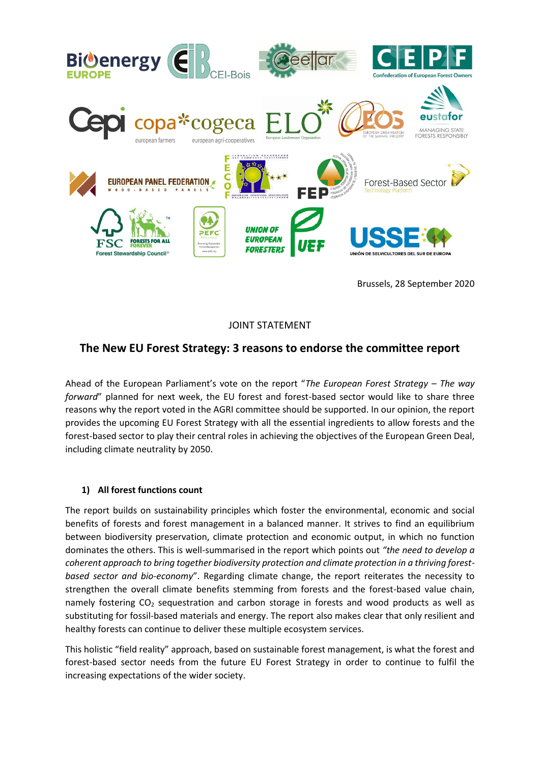Brussels, 28 September 2020

JOINT STATEMENT

## The New EU Forest Strategy: 3 reasons to endorse the committee report

Ahead of the European Parliament's vote on the report "*The European Forest Strategy – The way forward*" planned for next week, the EU forest and forest-based sector would like to share three reasons why the report voted in the AGRI committee should be supported. In our opinion, the report provides the upcoming EU Forest Strategy with all the essential ingredients to allow forests and the forest-based sector to play their central roles in achieving the objectives of the European Green Deal, including climate neutrality by 2050.

### 1) All forest functions count

The report builds on sustainability principles which foster the environmental, economic and social benefits of forests and forest management in a balanced manner. It strives to find an equilibrium between biodiversity preservation, climate protection and economic output, in which no function dominates the others. This is well-summarised in the report which points out *"the need to develop a coherent approach to bring together biodiversity protection and climate protection in a thriving forest-based sector and bio-economy*". Regarding climate change, the report reiterates the necessity to strengthen the overall climate benefits stemming from forests and the forest-based value chain, namely fostering $CO_2$ sequestration and carbon storage in forests and wood products as well as substituting for fossil-based materials and energy. The report also makes clear that only resilient and healthy forests can continue to deliver these multiple ecosystem services.

This holistic "field reality" approach, based on sustainable forest management, is what the forest and forest-based sector needs from the future EU Forest Strategy in order to continue to fulfil the increasing expectations of the wider society.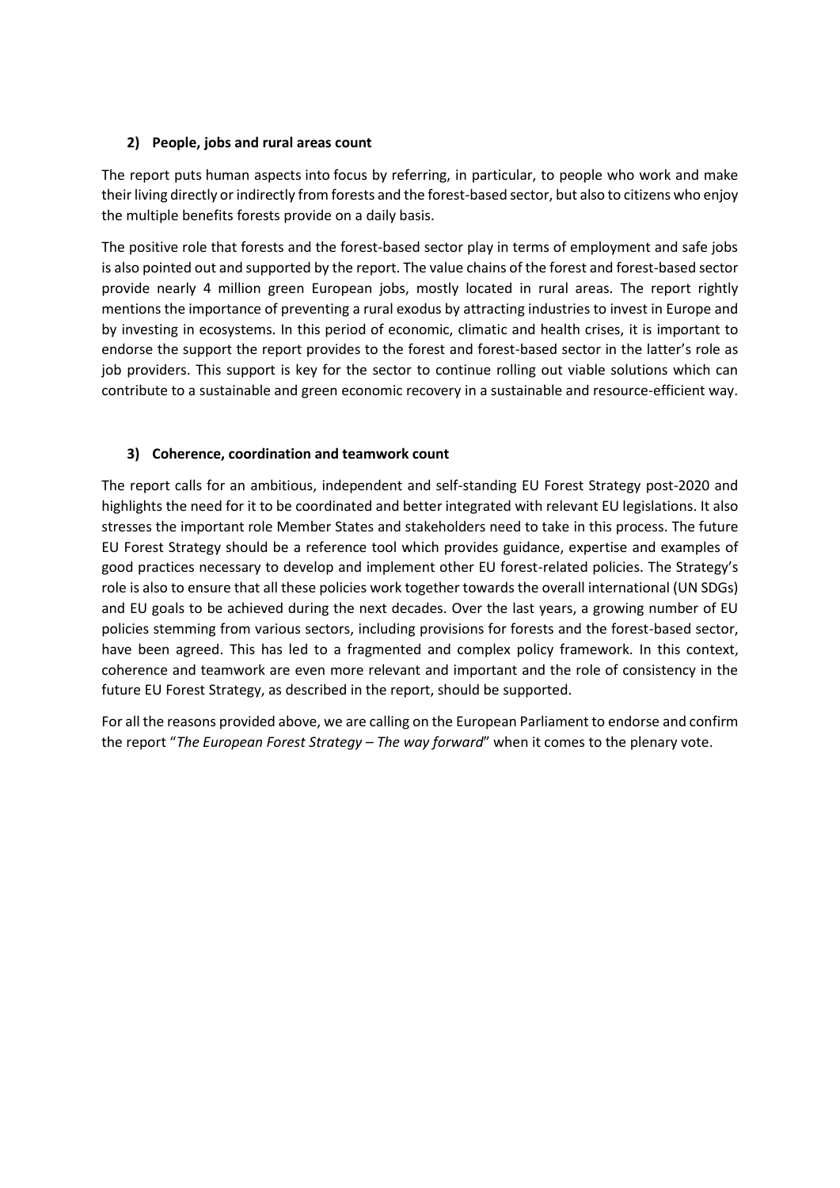## 2) People, jobs and rural areas count

The report puts human aspects into focus by referring, in particular, to people who work and make their living directly or indirectly from forests and the forest-based sector, but also to citizens who enjoy the multiple benefits forests provide on a daily basis.

The positive role that forests and the forest-based sector play in terms of employment and safe jobs is also pointed out and supported by the report. The value chains of the forest and forest-based sector provide nearly 4 million green European jobs, mostly located in rural areas. The report rightly mentions the importance of preventing a rural exodus by attracting industries to invest in Europe and by investing in ecosystems. In this period of economic, climatic and health crises, it is important to endorse the support the report provides to the forest and forest-based sector in the latter's role as job providers. This support is key for the sector to continue rolling out viable solutions which can contribute to a sustainable and green economic recovery in a sustainable and resource-efficient way.

## 3) Coherence, coordination and teamwork count

The report calls for an ambitious, independent and self-standing EU Forest Strategy post-2020 and highlights the need for it to be coordinated and better integrated with relevant EU legislations. It also stresses the important role Member States and stakeholders need to take in this process. The future EU Forest Strategy should be a reference tool which provides guidance, expertise and examples of good practices necessary to develop and implement other EU forest-related policies. The Strategy's role is also to ensure that all these policies work together towards the overall international (UN SDGs) and EU goals to be achieved during the next decades. Over the last years, a growing number of EU policies stemming from various sectors, including provisions for forests and the forest-based sector, have been agreed. This has led to a fragmented and complex policy framework. In this context, coherence and teamwork are even more relevant and important and the role of consistency in the future EU Forest Strategy, as described in the report, should be supported.

For all the reasons provided above, we are calling on the European Parliament to endorse and confirm the report "*The European Forest Strategy – The way forward*" when it comes to the plenary vote.